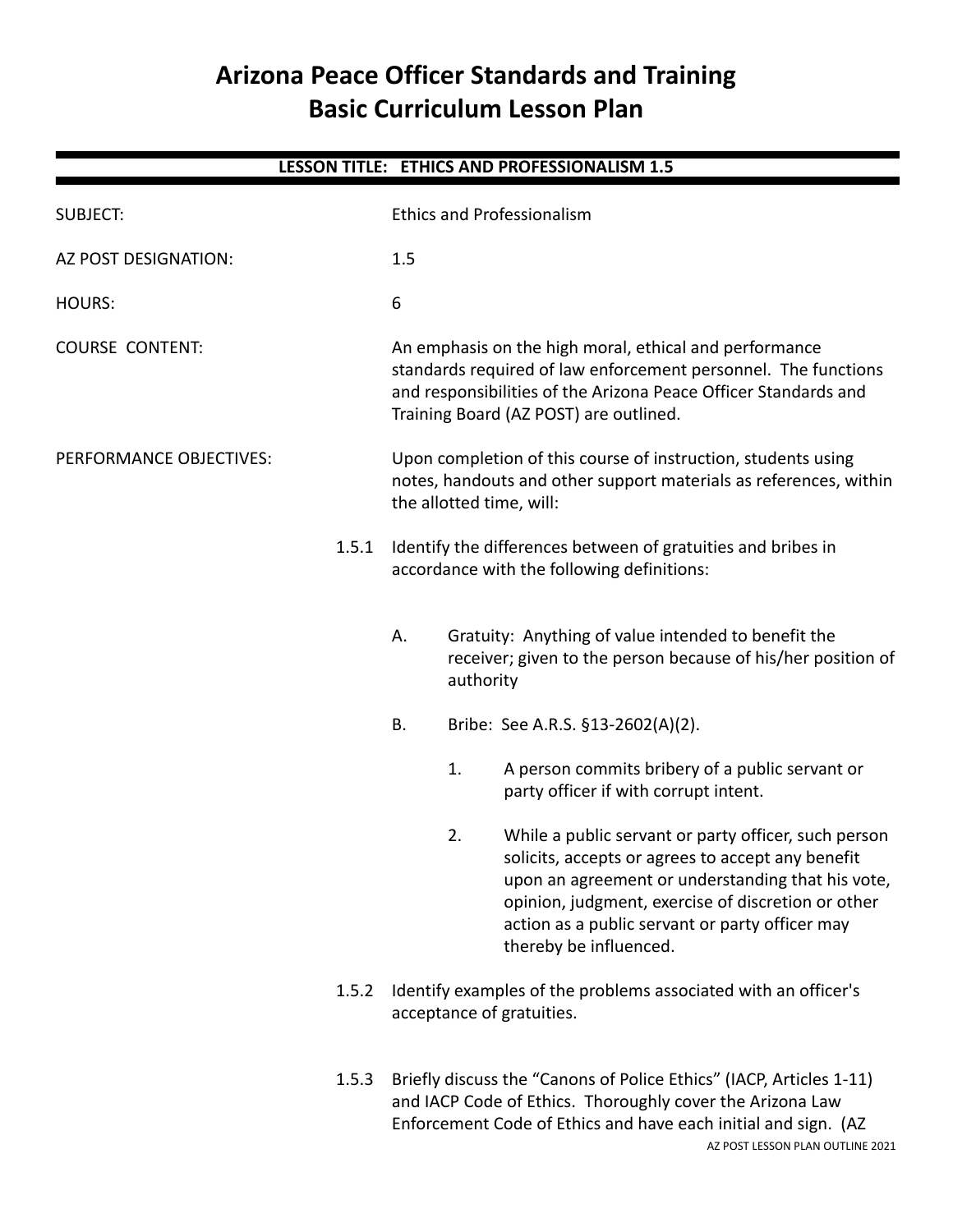# Arizona Peace Officer Standards and Training
# Basic Curriculum Lesson Plan

## LESSON TITLE: ETHICS AND PROFESSIONALISM 1.5

SUBJECT: Ethics and Professionalism

AZ POST DESIGNATION: 1.5

HOURS: 6

COURSE CONTENT: An emphasis on the high moral, ethical and performance standards required of law enforcement personnel. The functions and responsibilities of the Arizona Peace Officer Standards and Training Board (AZ POST) are outlined.

PERFORMANCE OBJECTIVES: Upon completion of this course of instruction, students using notes, handouts and other support materials as references, within the allotted time, will:

1.5.1 Identify the differences between of gratuities and bribes in accordance with the following definitions:

- A. Gratuity: Anything of value intended to benefit the receiver; given to the person because of his/her position of authority
- B. Bribe: See A.R.S. §13-2602(A)(2).
  1. A person commits bribery of a public servant or party officer if with corrupt intent.
  2. While a public servant or party officer, such person solicits, accepts or agrees to accept any benefit upon an agreement or understanding that his vote, opinion, judgment, exercise of discretion or other action as a public servant or party officer may thereby be influenced.

1.5.2 Identify examples of the problems associated with an officer's acceptance of gratuities.

1.5.3 Briefly discuss the "Canons of Police Ethics" (IACP, Articles 1-11) and IACP Code of Ethics. Thoroughly cover the Arizona Law Enforcement Code of Ethics and have each initial and sign. (AZ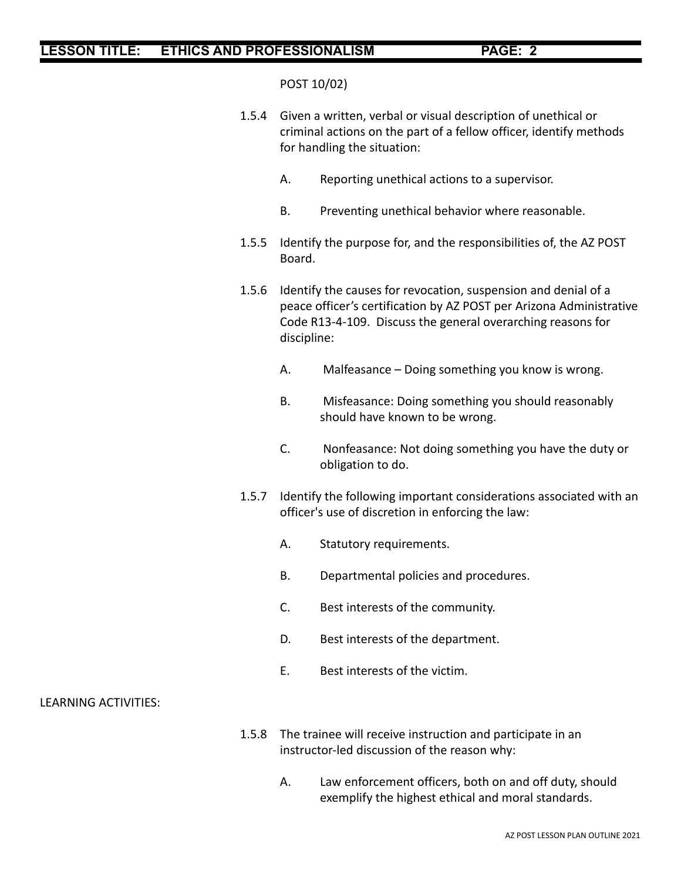POST 10/02)

1.5.4 Given a written, verbal or visual description of unethical or criminal actions on the part of a fellow officer, identify methods for handling the situation:

   A. Reporting unethical actions to a supervisor.

   B. Preventing unethical behavior where reasonable.

1.5.5 Identify the purpose for, and the responsibilities of, the AZ POST Board.

1.5.6 Identify the causes for revocation, suspension and denial of a peace officer's certification by AZ POST per Arizona Administrative Code R13-4-109. Discuss the general overarching reasons for discipline:

   A. Malfeasance – Doing something you know is wrong.

   B. Misfeasance: Doing something you should reasonably should have known to be wrong.

   C. Nonfeasance: Not doing something you have the duty or obligation to do.

1.5.7 Identify the following important considerations associated with an officer's use of discretion in enforcing the law:

   A. Statutory requirements.

   B. Departmental policies and procedures.

   C. Best interests of the community.

   D. Best interests of the department.

   E. Best interests of the victim.

LEARNING ACTIVITIES:

1.5.8 The trainee will receive instruction and participate in an instructor-led discussion of the reason why:

   A. Law enforcement officers, both on and off duty, should exemplify the highest ethical and moral standards.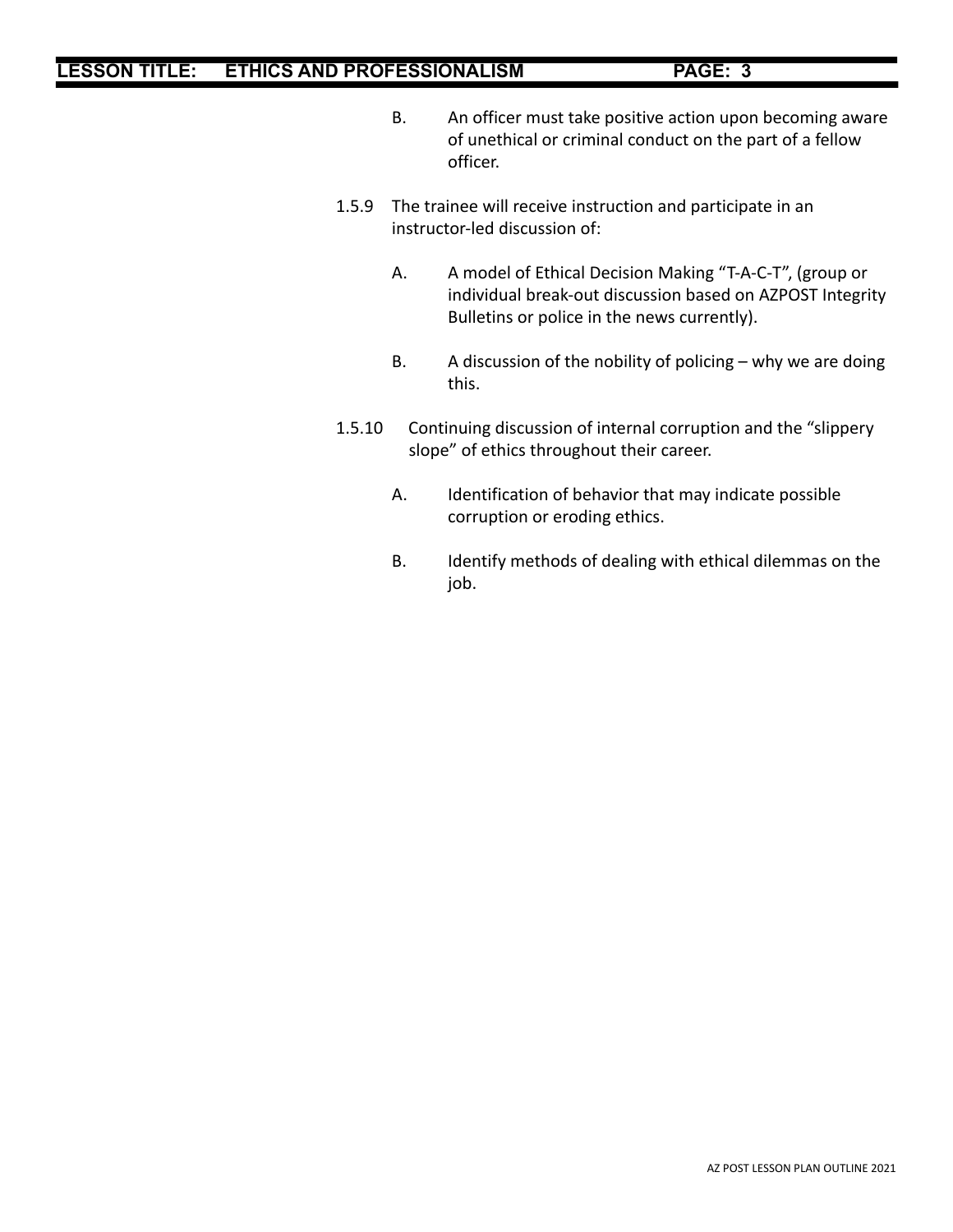B. An officer must take positive action upon becoming aware of unethical or criminal conduct on the part of a fellow officer.

1.5.9 The trainee will receive instruction and participate in an instructor-led discussion of:

A. A model of Ethical Decision Making "T-A-C-T", (group or individual break-out discussion based on AZPOST Integrity Bulletins or police in the news currently).

B. A discussion of the nobility of policing – why we are doing this.

1.5.10 Continuing discussion of internal corruption and the "slippery slope" of ethics throughout their career.

A. Identification of behavior that may indicate possible corruption or eroding ethics.

B. Identify methods of dealing with ethical dilemmas on the job.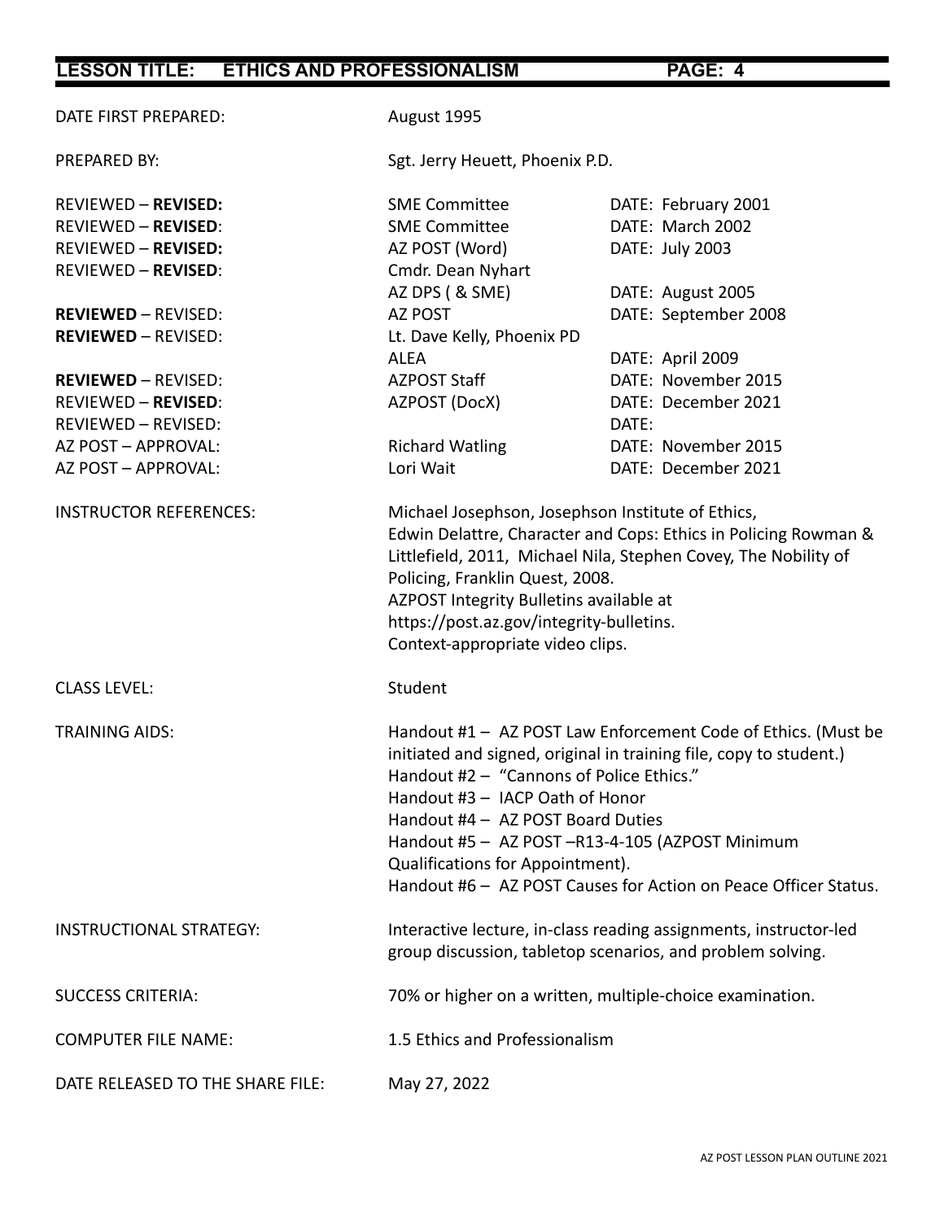**LESSON TITLE: ETHICS AND PROFESSIONALISM**

| | | |
|---|---|---|
| DATE FIRST PREPARED: | August 1995 | |
| PREPARED BY: | Sgt. Jerry Heuett, Phoenix P.D. | |
| REVIEWED – **REVISED:** | SME Committee | DATE: February 2001 |
| REVIEWED – **REVISED**: | SME Committee | DATE: March 2002 |
| REVIEWED – **REVISED:** | AZ POST (Word) | DATE: July 2003 |
| REVIEWED – **REVISED**: | Cmdr. Dean Nyhart AZ DPS ( & SME) | DATE: August 2005 |
| **REVIEWED** – REVISED: | AZ POST | DATE: September 2008 |
| **REVIEWED** – REVISED: | Lt. Dave Kelly, Phoenix PD ALEA | DATE: April 2009 |
| **REVIEWED** – REVISED: | AZPOST Staff | DATE: November 2015 |
| REVIEWED – **REVISED**: | AZPOST (DocX) | DATE: December 2021 |
| REVIEWED – REVISED: | | DATE: |
| AZ POST – APPROVAL: | Richard Watling | DATE: November 2015 |
| AZ POST – APPROVAL: | Lori Wait | DATE: December 2021 |

INSTRUCTOR REFERENCES: Michael Josephson, Josephson Institute of Ethics, Edwin Delattre, Character and Cops: Ethics in Policing Rowman & Littlefield, 2011, Michael Nila, Stephen Covey, The Nobility of Policing, Franklin Quest, 2008.
AZPOST Integrity Bulletins available at https://post.az.gov/integrity-bulletins.
Context-appropriate video clips.

CLASS LEVEL: Student

TRAINING AIDS: Handout #1 – AZ POST Law Enforcement Code of Ethics. (Must be initiated and signed, original in training file, copy to student.)
Handout #2 – "Cannons of Police Ethics."
Handout #3 – IACP Oath of Honor
Handout #4 – AZ POST Board Duties
Handout #5 – AZ POST –R13-4-105 (AZPOST Minimum Qualifications for Appointment).
Handout #6 – AZ POST Causes for Action on Peace Officer Status.

INSTRUCTIONAL STRATEGY: Interactive lecture, in-class reading assignments, instructor-led group discussion, tabletop scenarios, and problem solving.

SUCCESS CRITERIA: 70% or higher on a written, multiple-choice examination.

COMPUTER FILE NAME: 1.5 Ethics and Professionalism

DATE RELEASED TO THE SHARE FILE: May 27, 2022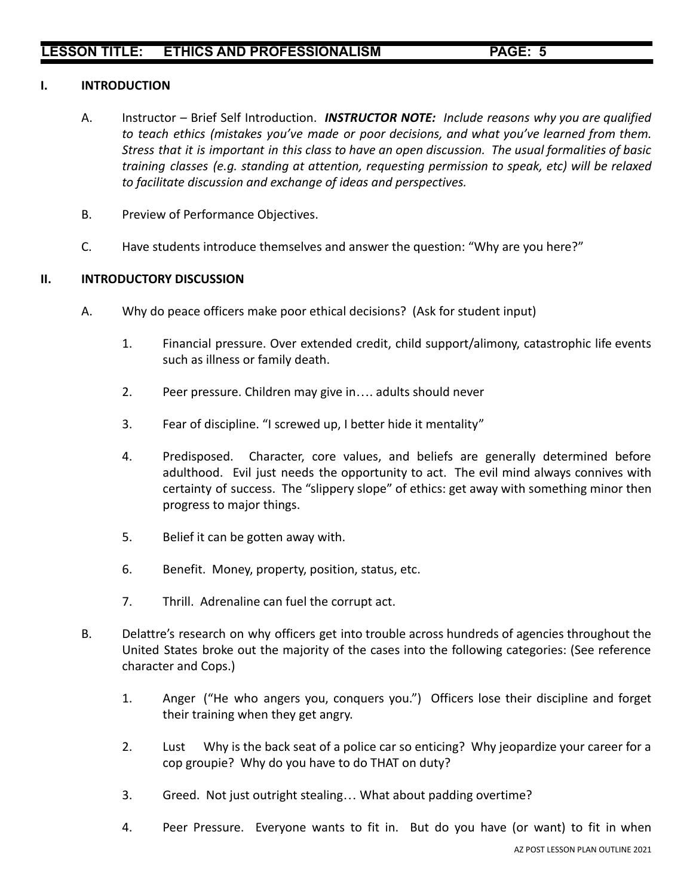## I. INTRODUCTION

A. Instructor – Brief Self Introduction. ***INSTRUCTOR NOTE:*** *Include reasons why you are qualified to teach ethics (mistakes you've made or poor decisions, and what you've learned from them. Stress that it is important in this class to have an open discussion. The usual formalities of basic training classes (e.g. standing at attention, requesting permission to speak, etc) will be relaxed to facilitate discussion and exchange of ideas and perspectives.*

B. Preview of Performance Objectives.

C. Have students introduce themselves and answer the question: "Why are you here?"

## II. INTRODUCTORY DISCUSSION

A. Why do peace officers make poor ethical decisions? (Ask for student input)

1. Financial pressure. Over extended credit, child support/alimony, catastrophic life events such as illness or family death.

2. Peer pressure. Children may give in…. adults should never

3. Fear of discipline. "I screwed up, I better hide it mentality"

4. Predisposed. Character, core values, and beliefs are generally determined before adulthood. Evil just needs the opportunity to act. The evil mind always connives with certainty of success. The "slippery slope" of ethics: get away with something minor then progress to major things.

5. Belief it can be gotten away with.

6. Benefit. Money, property, position, status, etc.

7. Thrill. Adrenaline can fuel the corrupt act.

B. Delattre's research on why officers get into trouble across hundreds of agencies throughout the United States broke out the majority of the cases into the following categories: (See reference character and Cops.)

1. Anger ("He who angers you, conquers you.") Officers lose their discipline and forget their training when they get angry.

2. Lust Why is the back seat of a police car so enticing? Why jeopardize your career for a cop groupie? Why do you have to do THAT on duty?

3. Greed. Not just outright stealing… What about padding overtime?

4. Peer Pressure. Everyone wants to fit in. But do you have (or want) to fit in when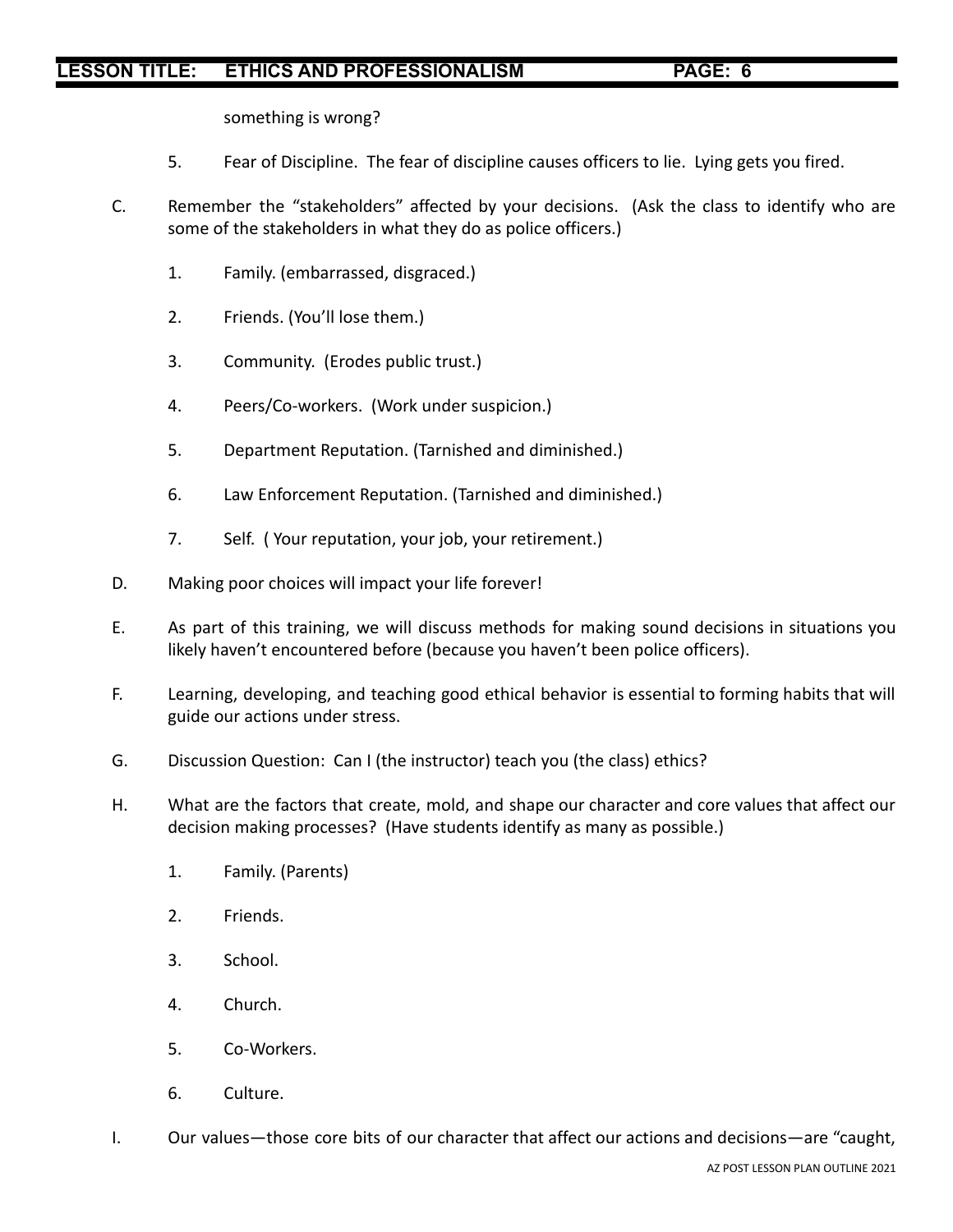something is wrong?

5. Fear of Discipline. The fear of discipline causes officers to lie. Lying gets you fired.

C. Remember the "stakeholders" affected by your decisions. (Ask the class to identify who are some of the stakeholders in what they do as police officers.)

   1. Family. (embarrassed, disgraced.)

   2. Friends. (You'll lose them.)

   3. Community. (Erodes public trust.)

   4. Peers/Co-workers. (Work under suspicion.)

   5. Department Reputation. (Tarnished and diminished.)

   6. Law Enforcement Reputation. (Tarnished and diminished.)

   7. Self. ( Your reputation, your job, your retirement.)

D. Making poor choices will impact your life forever!

E. As part of this training, we will discuss methods for making sound decisions in situations you likely haven't encountered before (because you haven't been police officers).

F. Learning, developing, and teaching good ethical behavior is essential to forming habits that will guide our actions under stress.

G. Discussion Question: Can I (the instructor) teach you (the class) ethics?

H. What are the factors that create, mold, and shape our character and core values that affect our decision making processes? (Have students identify as many as possible.)

   1. Family. (Parents)

   2. Friends.

   3. School.

   4. Church.

   5. Co-Workers.

   6. Culture.

I. Our values—those core bits of our character that affect our actions and decisions—are "caught,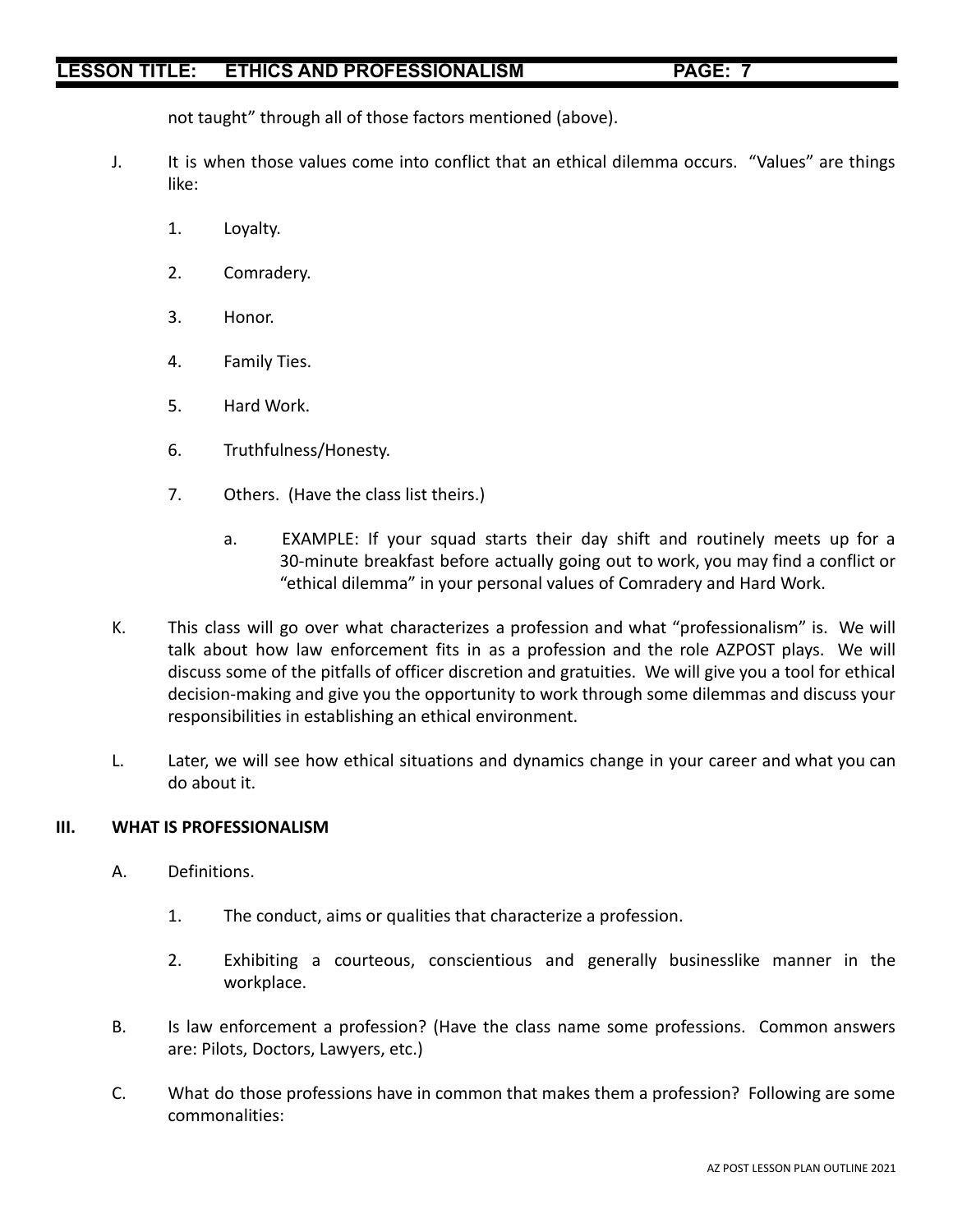not taught" through all of those factors mentioned (above).

J. It is when those values come into conflict that an ethical dilemma occurs. "Values" are things like:

   1. Loyalty.

   2. Comradery.

   3. Honor.

   4. Family Ties.

   5. Hard Work.

   6. Truthfulness/Honesty.

   7. Others. (Have the class list theirs.)

      a. EXAMPLE: If your squad starts their day shift and routinely meets up for a 30-minute breakfast before actually going out to work, you may find a conflict or "ethical dilemma" in your personal values of Comradery and Hard Work.

K. This class will go over what characterizes a profession and what "professionalism" is. We will talk about how law enforcement fits in as a profession and the role AZPOST plays. We will discuss some of the pitfalls of officer discretion and gratuities. We will give you a tool for ethical decision-making and give you the opportunity to work through some dilemmas and discuss your responsibilities in establishing an ethical environment.

L. Later, we will see how ethical situations and dynamics change in your career and what you can do about it.

## III. WHAT IS PROFESSIONALISM

A. Definitions.

   1. The conduct, aims or qualities that characterize a profession.

   2. Exhibiting a courteous, conscientious and generally businesslike manner in the workplace.

B. Is law enforcement a profession? (Have the class name some professions. Common answers are: Pilots, Doctors, Lawyers, etc.)

C. What do those professions have in common that makes them a profession? Following are some commonalities: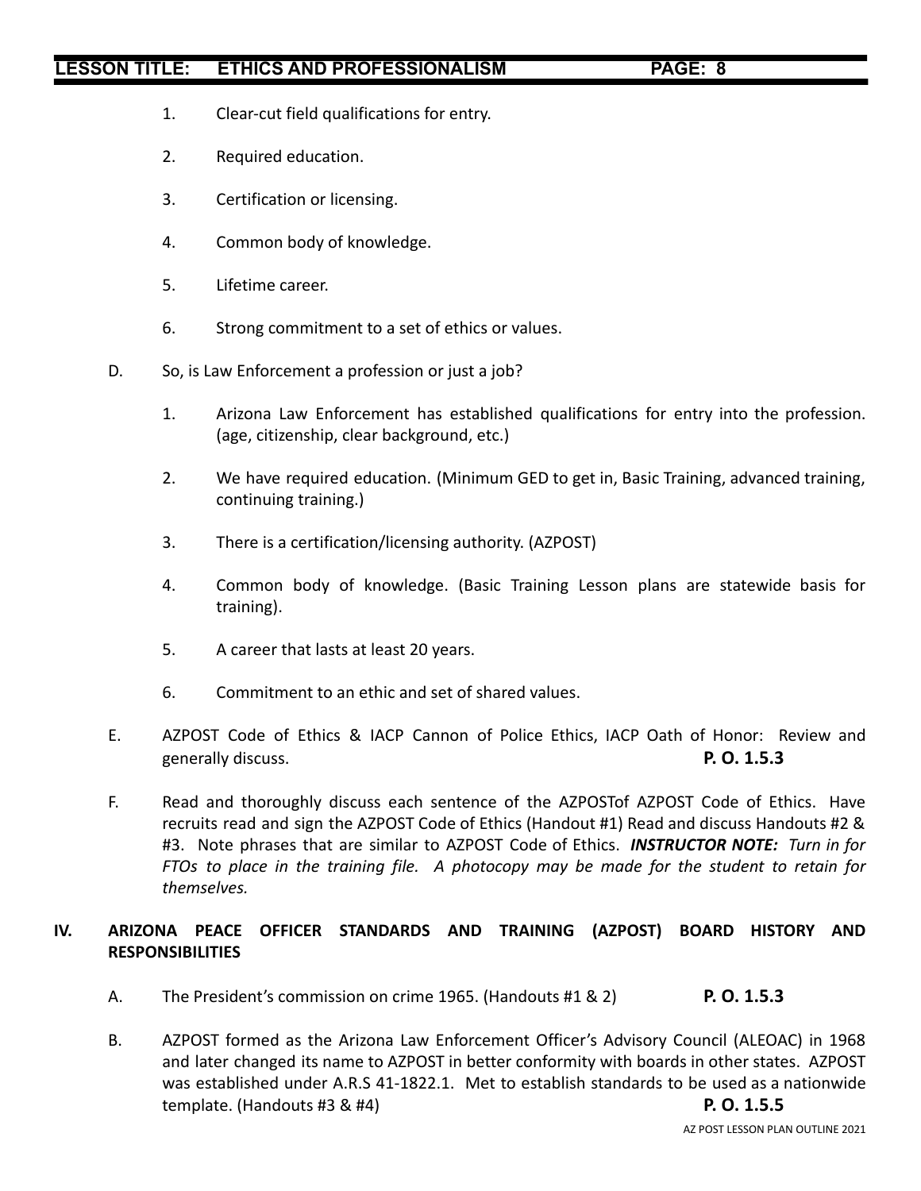1. Clear-cut field qualifications for entry.

2. Required education.

3. Certification or licensing.

4. Common body of knowledge.

5. Lifetime career.

6. Strong commitment to a set of ethics or values.

D. So, is Law Enforcement a profession or just a job?

1. Arizona Law Enforcement has established qualifications for entry into the profession. (age, citizenship, clear background, etc.)

2. We have required education. (Minimum GED to get in, Basic Training, advanced training, continuing training.)

3. There is a certification/licensing authority. (AZPOST)

4. Common body of knowledge. (Basic Training Lesson plans are statewide basis for training).

5. A career that lasts at least 20 years.

6. Commitment to an ethic and set of shared values.

E. AZPOST Code of Ethics & IACP Cannon of Police Ethics, IACP Oath of Honor: Review and generally discuss. **P. O. 1.5.3**

F. Read and thoroughly discuss each sentence of the AZPOSTof AZPOST Code of Ethics. Have recruits read and sign the AZPOST Code of Ethics (Handout #1) Read and discuss Handouts #2 & #3. Note phrases that are similar to AZPOST Code of Ethics. ***INSTRUCTOR NOTE:*** *Turn in for FTOs to place in the training file. A photocopy may be made for the student to retain for themselves.*

## IV. ARIZONA PEACE OFFICER STANDARDS AND TRAINING (AZPOST) BOARD HISTORY AND RESPONSIBILITIES

A. The President's commission on crime 1965. (Handouts #1 & 2) **P. O. 1.5.3**

B. AZPOST formed as the Arizona Law Enforcement Officer's Advisory Council (ALEOAC) in 1968 and later changed its name to AZPOST in better conformity with boards in other states. AZPOST was established under A.R.S 41-1822.1. Met to establish standards to be used as a nationwide template. (Handouts #3 & #4) **P. O. 1.5.5**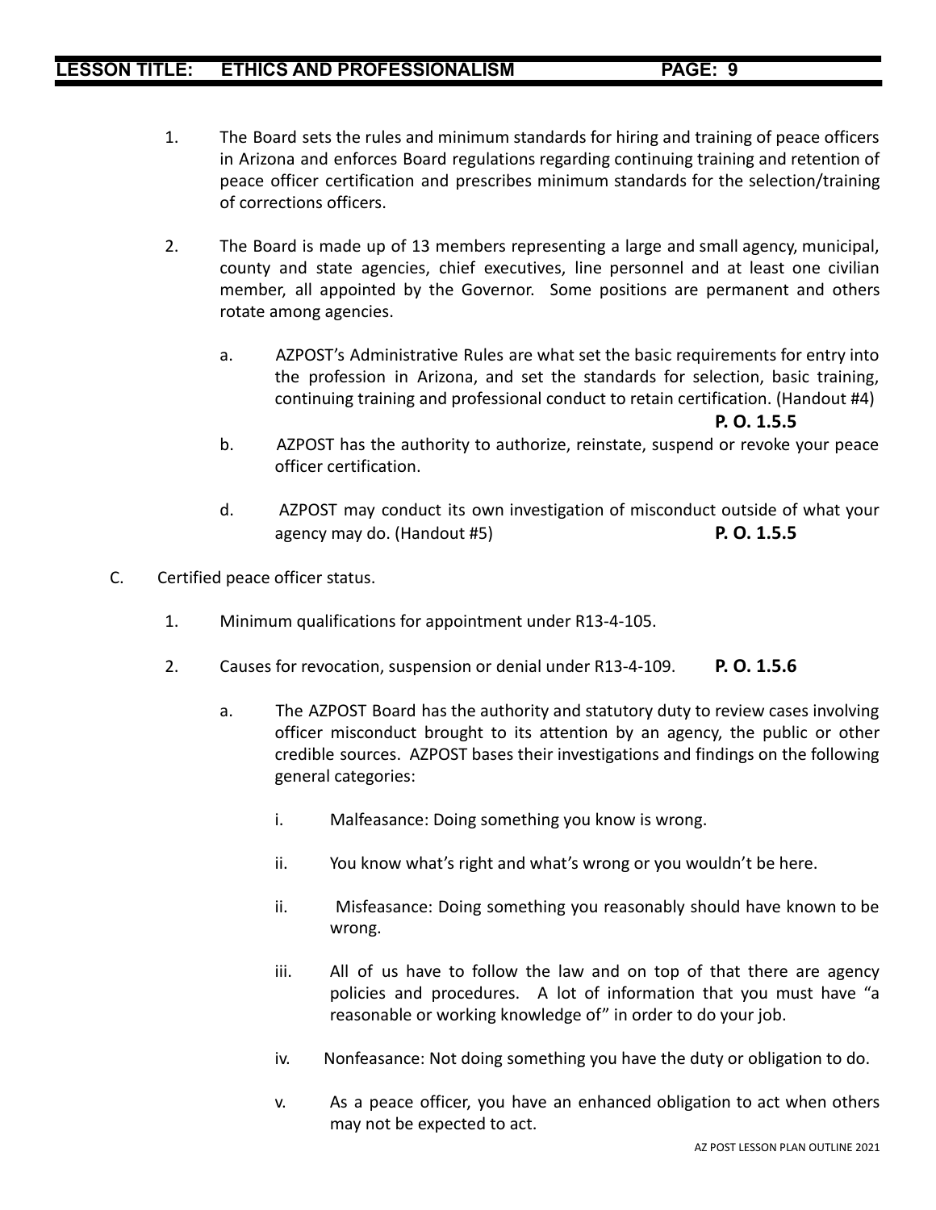1. The Board sets the rules and minimum standards for hiring and training of peace officers in Arizona and enforces Board regulations regarding continuing training and retention of peace officer certification and prescribes minimum standards for the selection/training of corrections officers.

2. The Board is made up of 13 members representing a large and small agency, municipal, county and state agencies, chief executives, line personnel and at least one civilian member, all appointed by the Governor. Some positions are permanent and others rotate among agencies.

   a. AZPOST's Administrative Rules are what set the basic requirements for entry into the profession in Arizona, and set the standards for selection, basic training, continuing training and professional conduct to retain certification. (Handout #4) **P. O. 1.5.5**

   b. AZPOST has the authority to authorize, reinstate, suspend or revoke your peace officer certification.

   d. AZPOST may conduct its own investigation of misconduct outside of what your agency may do. (Handout #5) **P. O. 1.5.5**

C. Certified peace officer status.

1. Minimum qualifications for appointment under R13-4-105.

2. Causes for revocation, suspension or denial under R13-4-109. **P. O. 1.5.6**

   a. The AZPOST Board has the authority and statutory duty to review cases involving officer misconduct brought to its attention by an agency, the public or other credible sources. AZPOST bases their investigations and findings on the following general categories:

      i. Malfeasance: Doing something you know is wrong.

      ii. You know what's right and what's wrong or you wouldn't be here.

      ii. Misfeasance: Doing something you reasonably should have known to be wrong.

      iii. All of us have to follow the law and on top of that there are agency policies and procedures. A lot of information that you must have "a reasonable or working knowledge of" in order to do your job.

      iv. Nonfeasance: Not doing something you have the duty or obligation to do.

      v. As a peace officer, you have an enhanced obligation to act when others may not be expected to act.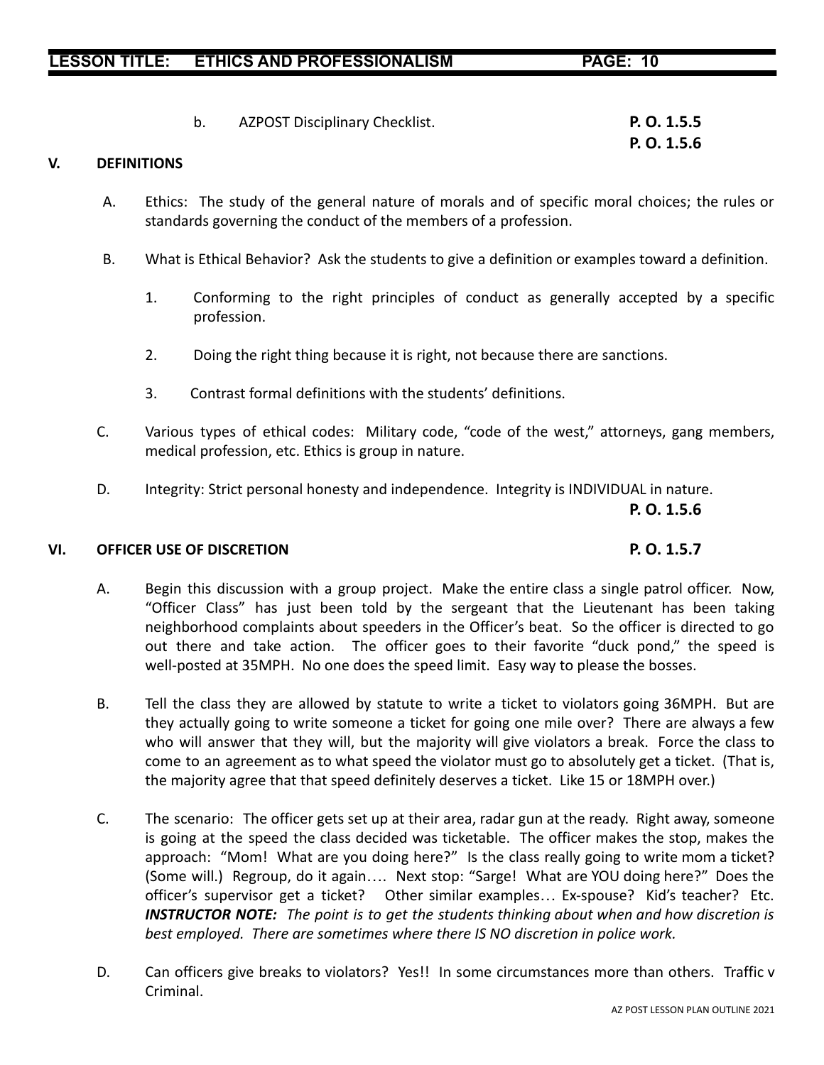b. AZPOST Disciplinary Checklist. **P. O. 1.5.5**
**P. O. 1.5.6**

## V. DEFINITIONS

A. Ethics: The study of the general nature of morals and of specific moral choices; the rules or standards governing the conduct of the members of a profession.

B. What is Ethical Behavior? Ask the students to give a definition or examples toward a definition.

1. Conforming to the right principles of conduct as generally accepted by a specific profession.

2. Doing the right thing because it is right, not because there are sanctions.

3. Contrast formal definitions with the students' definitions.

C. Various types of ethical codes: Military code, "code of the west," attorneys, gang members, medical profession, etc. Ethics is group in nature.

D. Integrity: Strict personal honesty and independence. Integrity is INDIVIDUAL in nature.
**P. O. 1.5.6**

## VI. OFFICER USE OF DISCRETION **P. O. 1.5.7**

A. Begin this discussion with a group project. Make the entire class a single patrol officer. Now, "Officer Class" has just been told by the sergeant that the Lieutenant has been taking neighborhood complaints about speeders in the Officer's beat. So the officer is directed to go out there and take action. The officer goes to their favorite "duck pond," the speed is well-posted at 35MPH. No one does the speed limit. Easy way to please the bosses.

B. Tell the class they are allowed by statute to write a ticket to violators going 36MPH. But are they actually going to write someone a ticket for going one mile over? There are always a few who will answer that they will, but the majority will give violators a break. Force the class to come to an agreement as to what speed the violator must go to absolutely get a ticket. (That is, the majority agree that that speed definitely deserves a ticket. Like 15 or 18MPH over.)

C. The scenario: The officer gets set up at their area, radar gun at the ready. Right away, someone is going at the speed the class decided was ticketable. The officer makes the stop, makes the approach: "Mom! What are you doing here?" Is the class really going to write mom a ticket? (Some will.) Regroup, do it again…. Next stop: "Sarge! What are YOU doing here?" Does the officer's supervisor get a ticket? Other similar examples… Ex-spouse? Kid's teacher? Etc. ***INSTRUCTOR NOTE:*** *The point is to get the students thinking about when and how discretion is best employed. There are sometimes where there IS NO discretion in police work.*

D. Can officers give breaks to violators? Yes!! In some circumstances more than others. Traffic v Criminal.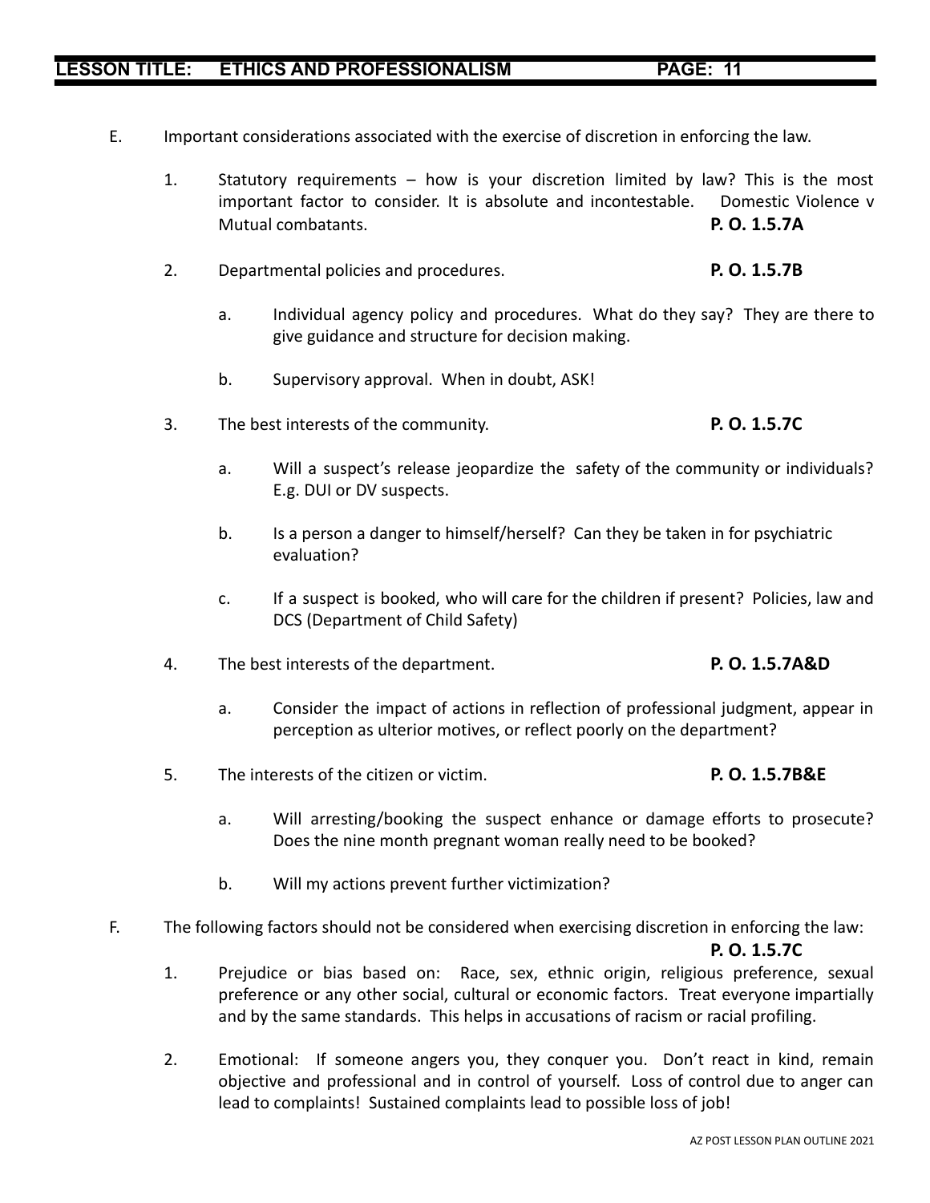E. Important considerations associated with the exercise of discretion in enforcing the law.

1. Statutory requirements – how is your discretion limited by law? This is the most important factor to consider. It is absolute and incontestable. Domestic Violence v Mutual combatants. **P. O. 1.5.7A**

2. Departmental policies and procedures. **P. O. 1.5.7B**

   a. Individual agency policy and procedures. What do they say? They are there to give guidance and structure for decision making.

   b. Supervisory approval. When in doubt, ASK!

3. The best interests of the community. **P. O. 1.5.7C**

   a. Will a suspect's release jeopardize the safety of the community or individuals? E.g. DUI or DV suspects.

   b. Is a person a danger to himself/herself? Can they be taken in for psychiatric evaluation?

   c. If a suspect is booked, who will care for the children if present? Policies, law and DCS (Department of Child Safety)

4. The best interests of the department. **P. O. 1.5.7A&D**

   a. Consider the impact of actions in reflection of professional judgment, appear in perception as ulterior motives, or reflect poorly on the department?

5. The interests of the citizen or victim. **P. O 1.5.7B&E**

   a. Will arresting/booking the suspect enhance or damage efforts to prosecute? Does the nine month pregnant woman really need to be booked?

   b. Will my actions prevent further victimization?

F. The following factors should not be considered when exercising discretion in enforcing the law: **P. O. 1.5.7C**

1. Prejudice or bias based on: Race, sex, ethnic origin, religious preference, sexual preference or any other social, cultural or economic factors. Treat everyone impartially and by the same standards. This helps in accusations of racism or racial profiling.

2. Emotional: If someone angers you, they conquer you. Don't react in kind, remain objective and professional and in control of yourself. Loss of control due to anger can lead to complaints! Sustained complaints lead to possible loss of job!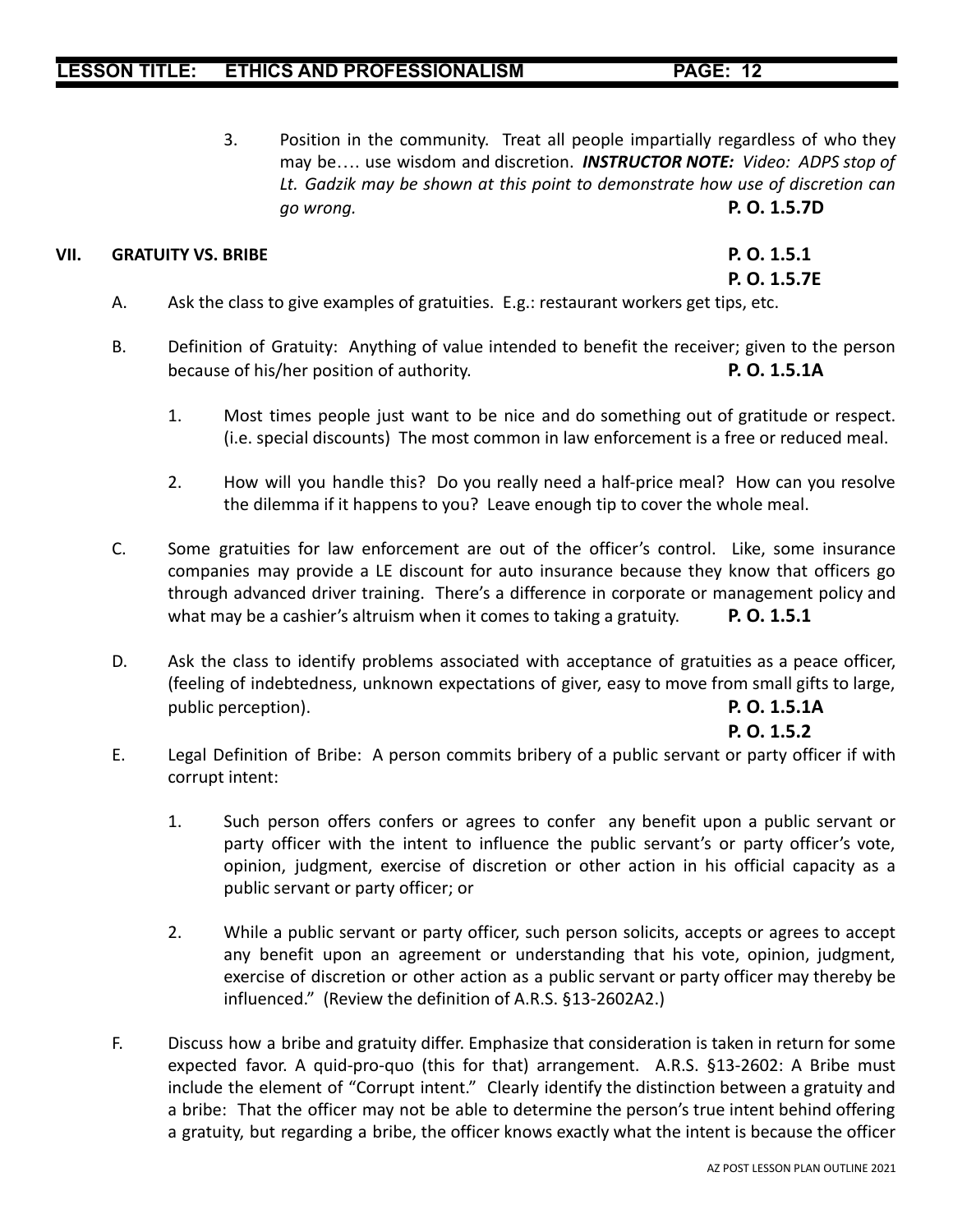3. Position in the community. Treat all people impartially regardless of who they may be…. use wisdom and discretion. ***INSTRUCTOR NOTE:*** *Video: ADPS stop of Lt. Gadzik may be shown at this point to demonstrate how use of discretion can go wrong.* **P. O. 1.5.7D**

## VII. GRATUITY VS. BRIBE

**P. O. 1.5.1**
**P. O. 1.5.7E**

A. Ask the class to give examples of gratuities. E.g.: restaurant workers get tips, etc.

B. Definition of Gratuity: Anything of value intended to benefit the receiver; given to the person because of his/her position of authority. **P. O. 1.5.1A**

1. Most times people just want to be nice and do something out of gratitude or respect. (i.e. special discounts) The most common in law enforcement is a free or reduced meal.

2. How will you handle this? Do you really need a half-price meal? How can you resolve the dilemma if it happens to you? Leave enough tip to cover the whole meal.

C. Some gratuities for law enforcement are out of the officer's control. Like, some insurance companies may provide a LE discount for auto insurance because they know that officers go through advanced driver training. There's a difference in corporate or management policy and what may be a cashier's altruism when it comes to taking a gratuity. **P. O. 1.5.1**

D. Ask the class to identify problems associated with acceptance of gratuities as a peace officer, (feeling of indebtedness, unknown expectations of giver, easy to move from small gifts to large, public perception). **P. O. 1.5.1A**
**P. O. 1.5.2**

E. Legal Definition of Bribe: A person commits bribery of a public servant or party officer if with corrupt intent:

1. Such person offers confers or agrees to confer any benefit upon a public servant or party officer with the intent to influence the public servant's or party officer's vote, opinion, judgment, exercise of discretion or other action in his official capacity as a public servant or party officer; or

2. While a public servant or party officer, such person solicits, accepts or agrees to accept any benefit upon an agreement or understanding that his vote, opinion, judgment, exercise of discretion or other action as a public servant or party officer may thereby be influenced." (Review the definition of A.R.S. §13-2602A2.)

F. Discuss how a bribe and gratuity differ. Emphasize that consideration is taken in return for some expected favor. A quid-pro-quo (this for that) arrangement. A.R.S. §13-2602: A Bribe must include the element of "Corrupt intent." Clearly identify the distinction between a gratuity and a bribe: That the officer may not be able to determine the person's true intent behind offering a gratuity, but regarding a bribe, the officer knows exactly what the intent is because the officer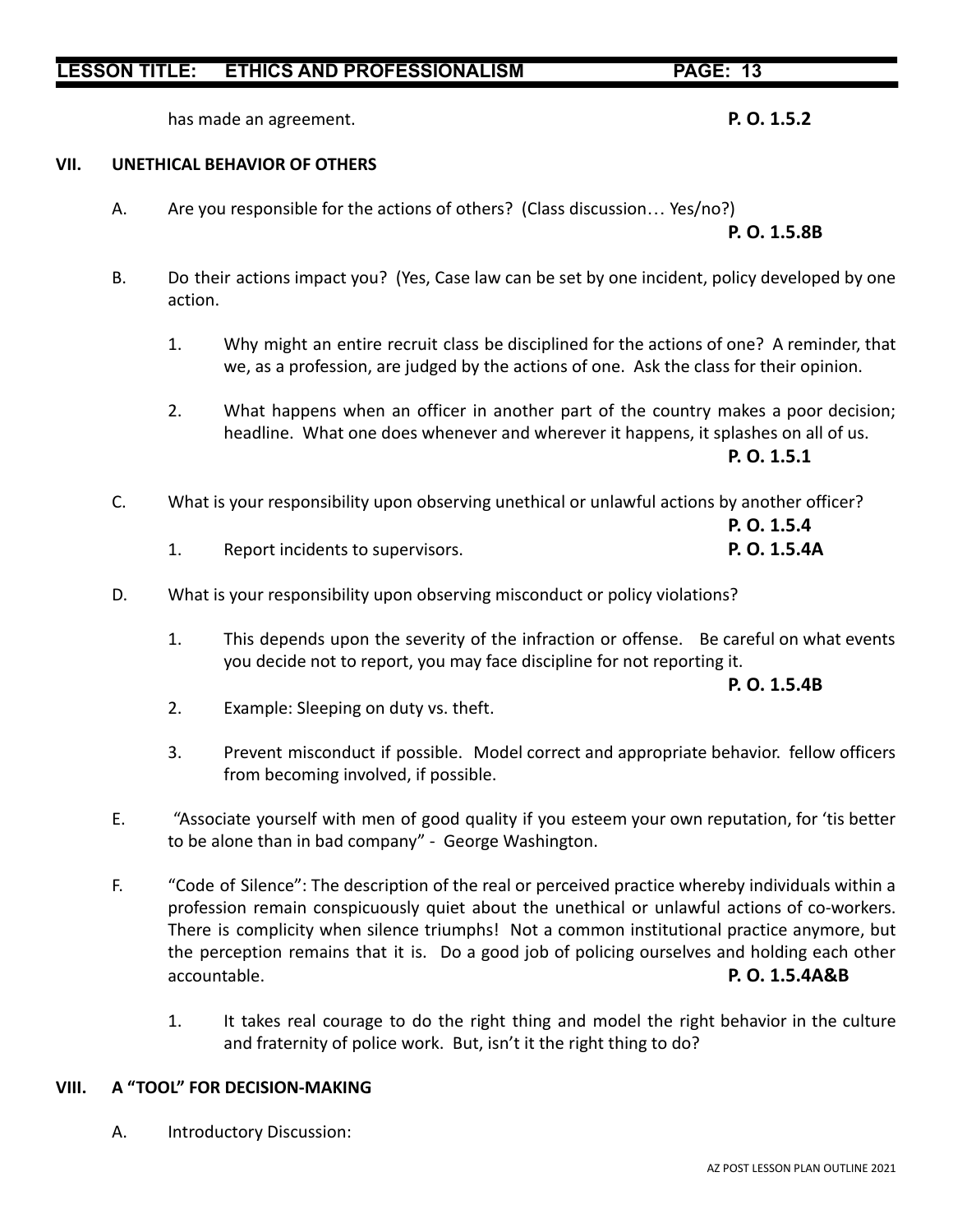has made an agreement. **P. O. 1.5.2**

## VII. UNETHICAL BEHAVIOR OF OTHERS

A. Are you responsible for the actions of others? (Class discussion… Yes/no?) **P. O. 1.5.8B**

B. Do their actions impact you? (Yes, Case law can be set by one incident, policy developed by one action.

1. Why might an entire recruit class be disciplined for the actions of one? A reminder, that we, as a profession, are judged by the actions of one. Ask the class for their opinion.

2. What happens when an officer in another part of the country makes a poor decision; headline. What one does whenever and wherever it happens, it splashes on all of us. **P. O. 1.5.1**

C. What is your responsibility upon observing unethical or unlawful actions by another officer? **P. O. 1.5.4**

1. Report incidents to supervisors. **P. O. 1.5.4A**

D. What is your responsibility upon observing misconduct or policy violations?

1. This depends upon the severity of the infraction or offense. Be careful on what events you decide not to report, you may face discipline for not reporting it. **P. O. 1.5.4B**

2. Example: Sleeping on duty vs. theft.

3. Prevent misconduct if possible. Model correct and appropriate behavior. fellow officers from becoming involved, if possible.

E. "Associate yourself with men of good quality if you esteem your own reputation, for 'tis better to be alone than in bad company" - George Washington.

F. "Code of Silence": The description of the real or perceived practice whereby individuals within a profession remain conspicuously quiet about the unethical or unlawful actions of co-workers. There is complicity when silence triumphs! Not a common institutional practice anymore, but the perception remains that it is. Do a good job of policing ourselves and holding each other accountable. **P. O. 1.5.4A&B**

1. It takes real courage to do the right thing and model the right behavior in the culture and fraternity of police work. But, isn't it the right thing to do?

## VIII. A "TOOL" FOR DECISION-MAKING

A. Introductory Discussion: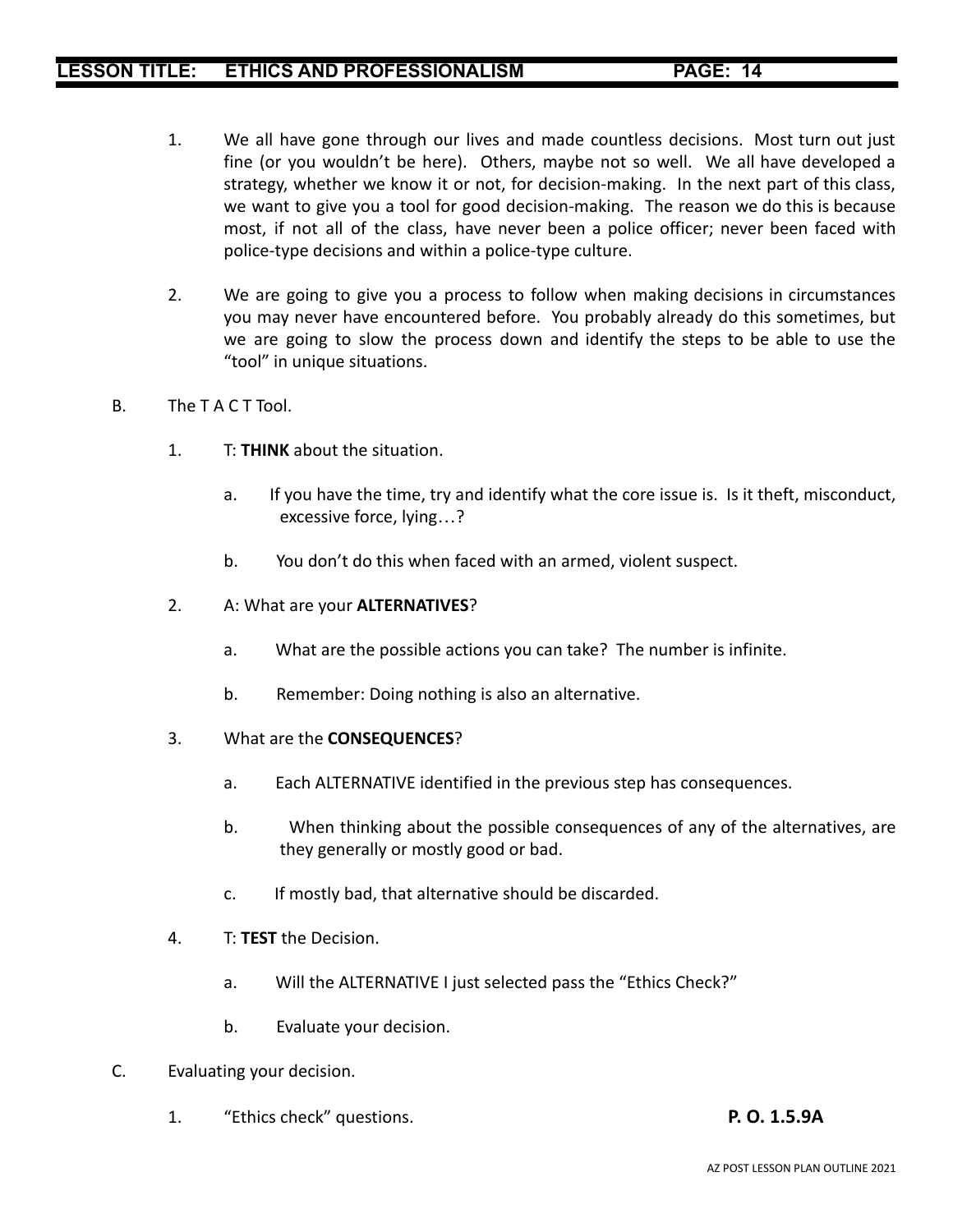1. We all have gone through our lives and made countless decisions. Most turn out just fine (or you wouldn't be here). Others, maybe not so well. We all have developed a strategy, whether we know it or not, for decision-making. In the next part of this class, we want to give you a tool for good decision-making. The reason we do this is because most, if not all of the class, have never been a police officer; never been faced with police-type decisions and within a police-type culture.

2. We are going to give you a process to follow when making decisions in circumstances you may never have encountered before. You probably already do this sometimes, but we are going to slow the process down and identify the steps to be able to use the "tool" in unique situations.

B. The T A C T Tool.

1. T: **THINK** about the situation.

   a. If you have the time, try and identify what the core issue is. Is it theft, misconduct, excessive force, lying…?

   b. You don't do this when faced with an armed, violent suspect.

2. A: What are your **ALTERNATIVES**?

   a. What are the possible actions you can take? The number is infinite.

   b. Remember: Doing nothing is also an alternative.

3. What are the **CONSEQUENCES**?

   a. Each ALTERNATIVE identified in the previous step has consequences.

   b. When thinking about the possible consequences of any of the alternatives, are they generally or mostly good or bad.

   c. If mostly bad, that alternative should be discarded.

4. T: **TEST** the Decision.

   a. Will the ALTERNATIVE I just selected pass the "Ethics Check?"

   b. Evaluate your decision.

C. Evaluating your decision.

1. "Ethics check" questions. **P. O. 1.5.9A**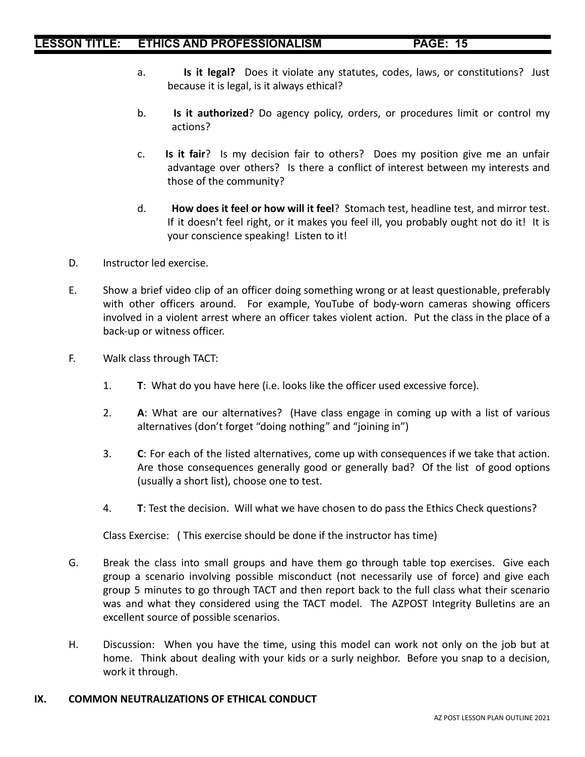a. **Is it legal?** Does it violate any statutes, codes, laws, or constitutions? Just because it is legal, is it always ethical?

b. **Is it authorized**? Do agency policy, orders, or procedures limit or control my actions?

c. **Is it fair**? Is my decision fair to others? Does my position give me an unfair advantage over others? Is there a conflict of interest between my interests and those of the community?

d. **How does it feel or how will it feel**? Stomach test, headline test, and mirror test. If it doesn't feel right, or it makes you feel ill, you probably ought not do it! It is your conscience speaking! Listen to it!

D. Instructor led exercise.

E. Show a brief video clip of an officer doing something wrong or at least questionable, preferably with other officers around. For example, YouTube of body-worn cameras showing officers involved in a violent arrest where an officer takes violent action. Put the class in the place of a back-up or witness officer.

F. Walk class through TACT:

1. **T**: What do you have here (i.e. looks like the officer used excessive force).

2. **A**: What are our alternatives? (Have class engage in coming up with a list of various alternatives (don't forget "doing nothing" and "joining in")

3. **C**: For each of the listed alternatives, come up with consequences if we take that action. Are those consequences generally good or generally bad? Of the list of good options (usually a short list), choose one to test.

4. **T**: Test the decision. Will what we have chosen to do pass the Ethics Check questions?

Class Exercise: ( This exercise should be done if the instructor has time)

G. Break the class into small groups and have them go through table top exercises. Give each group a scenario involving possible misconduct (not necessarily use of force) and give each group 5 minutes to go through TACT and then report back to the full class what their scenario was and what they considered using the TACT model. The AZPOST Integrity Bulletins are an excellent source of possible scenarios.

H. Discussion: When you have the time, using this model can work not only on the job but at home. Think about dealing with your kids or a surly neighbor. Before you snap to a decision, work it through.

## IX. COMMON NEUTRALIZATIONS OF ETHICAL CONDUCT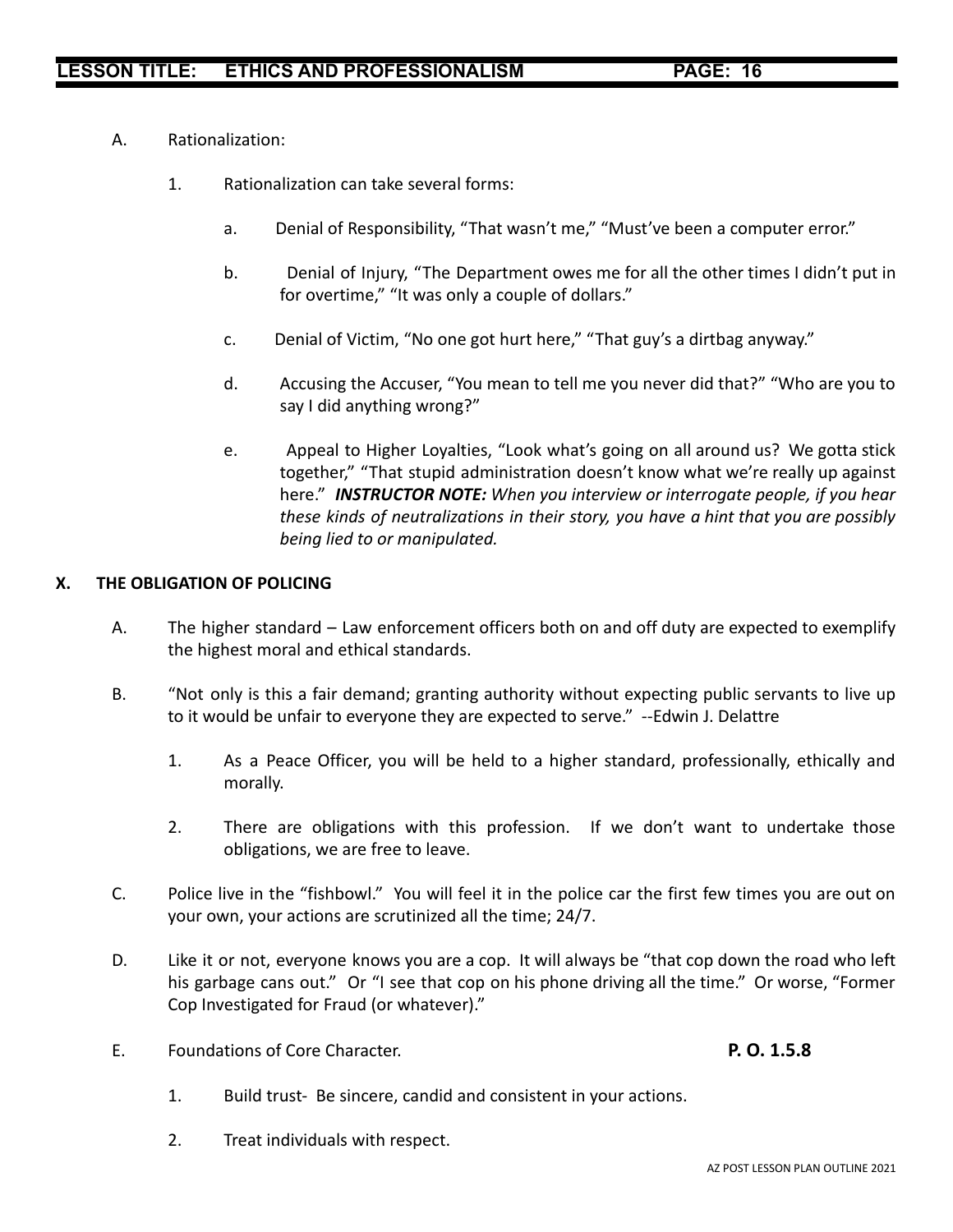A. Rationalization:

1. Rationalization can take several forms:

   a. Denial of Responsibility, "That wasn't me," "Must've been a computer error."

   b. Denial of Injury, "The Department owes me for all the other times I didn't put in for overtime," "It was only a couple of dollars."

   c. Denial of Victim, "No one got hurt here," "That guy's a dirtbag anyway."

   d. Accusing the Accuser, "You mean to tell me you never did that?" "Who are you to say I did anything wrong?"

   e. Appeal to Higher Loyalties, "Look what's going on all around us? We gotta stick together," "That stupid administration doesn't know what we're really up against here." ***INSTRUCTOR NOTE:*** *When you interview or interrogate people, if you hear these kinds of neutralizations in their story, you have a hint that you are possibly being lied to or manipulated.*

## X. THE OBLIGATION OF POLICING

A. The higher standard – Law enforcement officers both on and off duty are expected to exemplify the highest moral and ethical standards.

B. "Not only is this a fair demand; granting authority without expecting public servants to live up to it would be unfair to everyone they are expected to serve." --Edwin J. Delattre

1. As a Peace Officer, you will be held to a higher standard, professionally, ethically and morally.

2. There are obligations with this profession. If we don't want to undertake those obligations, we are free to leave.

C. Police live in the "fishbowl." You will feel it in the police car the first few times you are out on your own, your actions are scrutinized all the time; 24/7.

D. Like it or not, everyone knows you are a cop. It will always be "that cop down the road who left his garbage cans out." Or "I see that cop on his phone driving all the time." Or worse, "Former Cop Investigated for Fraud (or whatever)."

E. Foundations of Core Character. **P. O. 1.5.8**

1. Build trust- Be sincere, candid and consistent in your actions.

2. Treat individuals with respect.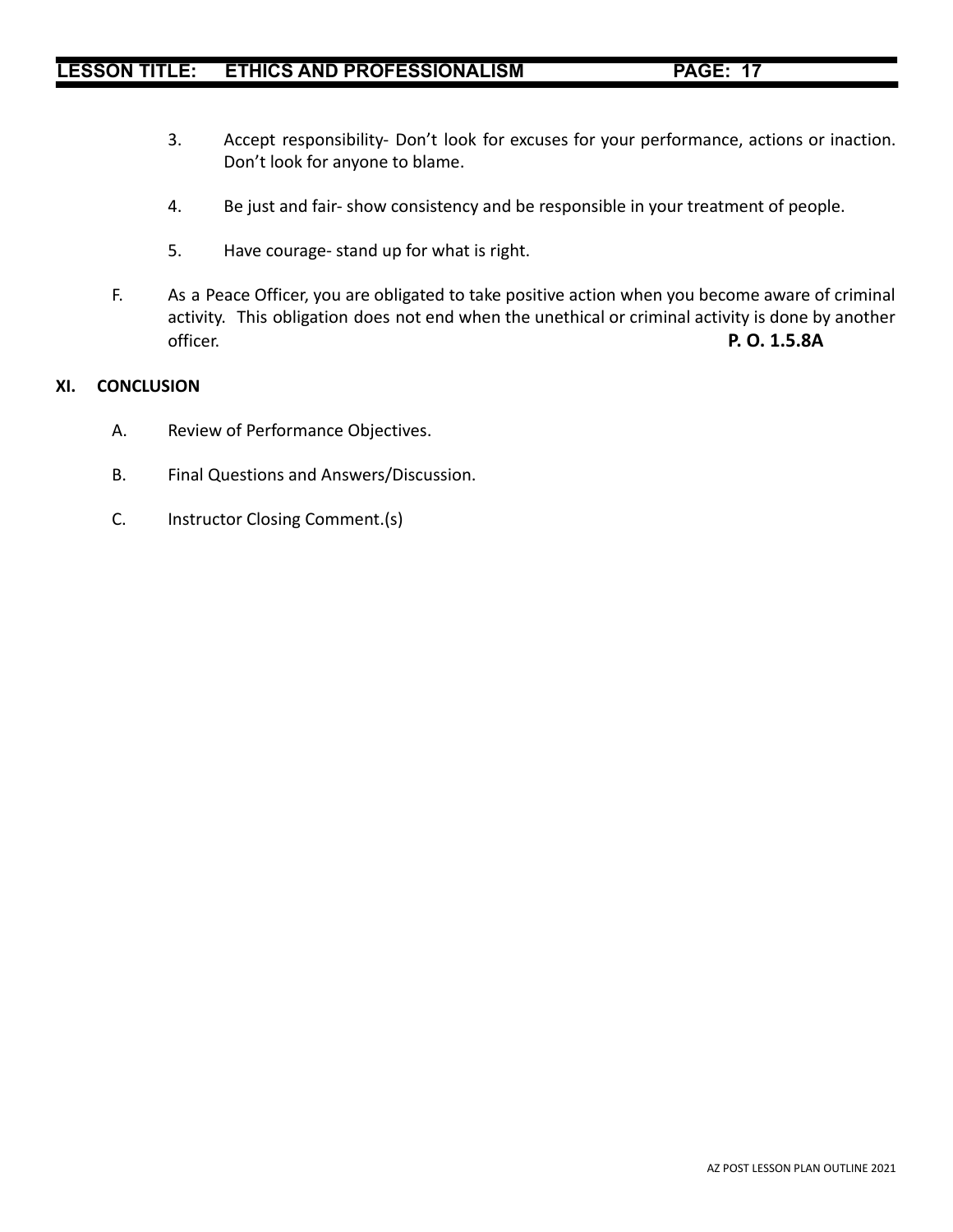3. Accept responsibility- Don't look for excuses for your performance, actions or inaction. Don't look for anyone to blame.

4. Be just and fair- show consistency and be responsible in your treatment of people.

5. Have courage- stand up for what is right.

F. As a Peace Officer, you are obligated to take positive action when you become aware of criminal activity. This obligation does not end when the unethical or criminal activity is done by another officer. **P. O. 1.5.8A**

## XI. CONCLUSION

A. Review of Performance Objectives.

B. Final Questions and Answers/Discussion.

C. Instructor Closing Comment.(s)